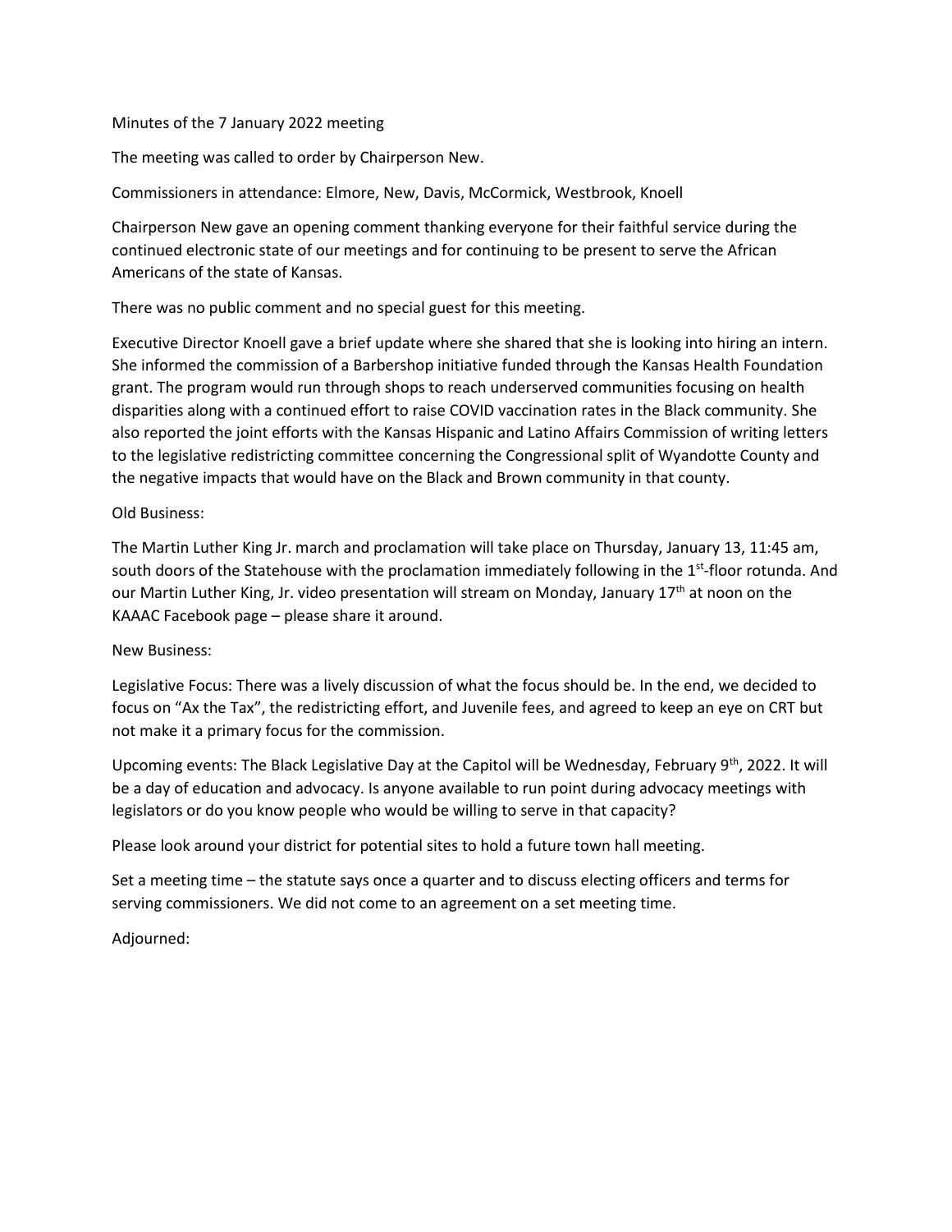Minutes of the 7 January 2022 meeting

The meeting was called to order by Chairperson New.

Commissioners in attendance: Elmore, New, Davis, McCormick, Westbrook, Knoell

Chairperson New gave an opening comment thanking everyone for their faithful service during the continued electronic state of our meetings and for continuing to be present to serve the African Americans of the state of Kansas.

There was no public comment and no special guest for this meeting.

Executive Director Knoell gave a brief update where she shared that she is looking into hiring an intern. She informed the commission of a Barbershop initiative funded through the Kansas Health Foundation grant. The program would run through shops to reach underserved communities focusing on health disparities along with a continued effort to raise COVID vaccination rates in the Black community. She also reported the joint efforts with the Kansas Hispanic and Latino Affairs Commission of writing letters to the legislative redistricting committee concerning the Congressional split of Wyandotte County and the negative impacts that would have on the Black and Brown community in that county.

Old Business:

The Martin Luther King Jr. march and proclamation will take place on Thursday, January 13, 11:45 am, south doors of the Statehouse with the proclamation immediately following in the 1st-floor rotunda. And our Martin Luther King, Jr. video presentation will stream on Monday, January 17th at noon on the KAAAC Facebook page – please share it around.

New Business:

Legislative Focus: There was a lively discussion of what the focus should be. In the end, we decided to focus on "Ax the Tax", the redistricting effort, and Juvenile fees, and agreed to keep an eye on CRT but not make it a primary focus for the commission.

Upcoming events: The Black Legislative Day at the Capitol will be Wednesday, February 9th, 2022. It will be a day of education and advocacy. Is anyone available to run point during advocacy meetings with legislators or do you know people who would be willing to serve in that capacity?

Please look around your district for potential sites to hold a future town hall meeting.

Set a meeting time – the statute says once a quarter and to discuss electing officers and terms for serving commissioners. We did not come to an agreement on a set meeting time.

Adjourned: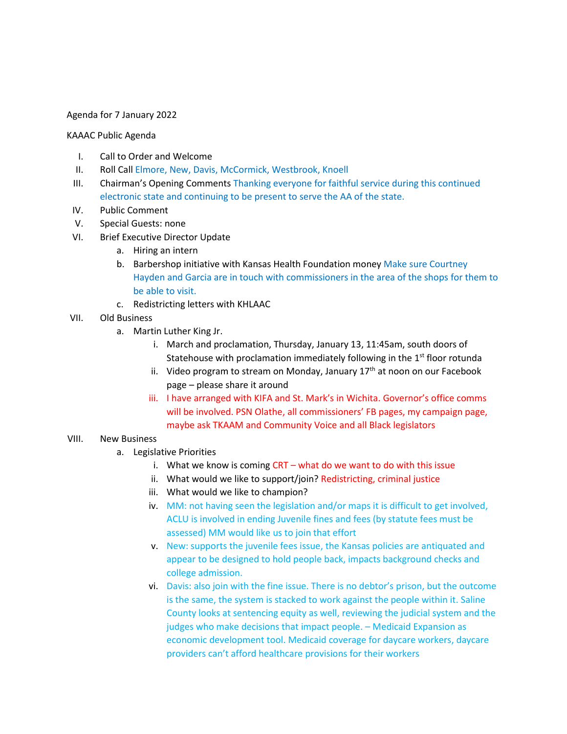Agenda for 7 January 2022

KAAAC Public Agenda

I. Call to Order and Welcome
II. Roll Call Elmore, New, Davis, McCormick, Westbrook, Knoell
III. Chairman's Opening Comments Thanking everyone for faithful service during this continued electronic state and continuing to be present to serve the AA of the state.
IV. Public Comment
V. Special Guests: none
VI. Brief Executive Director Update
   a. Hiring an intern
   b. Barbershop initiative with Kansas Health Foundation money Make sure Courtney Hayden and Garcia are in touch with commissioners in the area of the shops for them to be able to visit.
   c. Redistricting letters with KHLAAC
VII. Old Business
   a. Martin Luther King Jr.
      i. March and proclamation, Thursday, January 13, 11:45am, south doors of Statehouse with proclamation immediately following in the 1st floor rotunda
      ii. Video program to stream on Monday, January 17th at noon on our Facebook page – please share it around
      iii. I have arranged with KIFA and St. Mark's in Wichita. Governor's office comms will be involved. PSN Olathe, all commissioners' FB pages, my campaign page, maybe ask TKAAM and Community Voice and all Black legislators
VIII. New Business
   a. Legislative Priorities
      i. What we know is coming CRT – what do we want to do with this issue
      ii. What would we like to support/join? Redistricting, criminal justice
      iii. What would we like to champion?
      iv. MM: not having seen the legislation and/or maps it is difficult to get involved, ACLU is involved in ending Juvenile fines and fees (by statute fees must be assessed) MM would like us to join that effort
      v. New: supports the juvenile fees issue, the Kansas policies are antiquated and appear to be designed to hold people back, impacts background checks and college admission.
      vi. Davis: also join with the fine issue. There is no debtor's prison, but the outcome is the same, the system is stacked to work against the people within it. Saline County looks at sentencing equity as well, reviewing the judicial system and the judges who make decisions that impact people. – Medicaid Expansion as economic development tool. Medicaid coverage for daycare workers, daycare providers can't afford healthcare provisions for their workers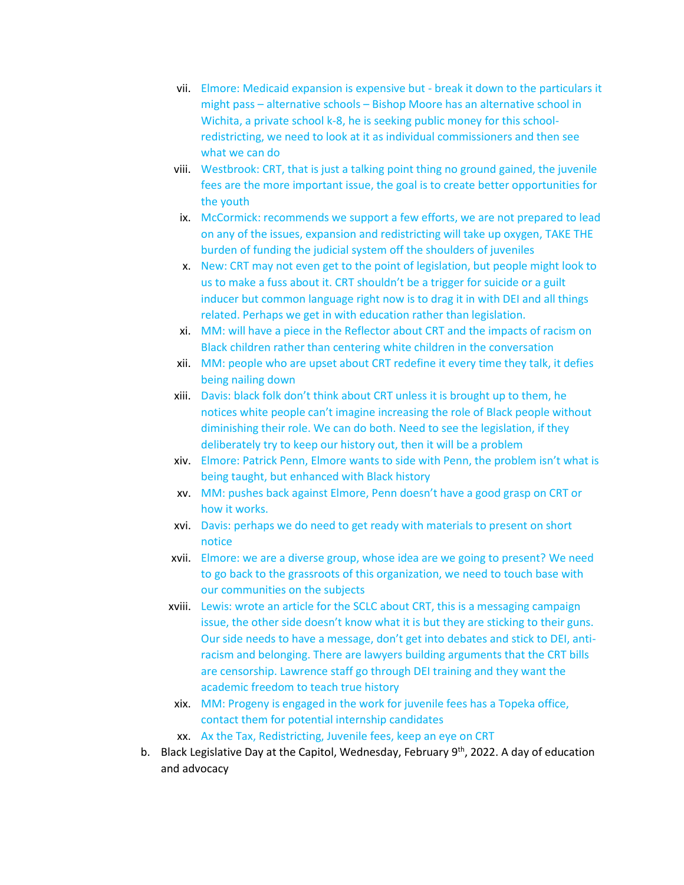vii. Elmore: Medicaid expansion is expensive but - break it down to the particulars it might pass – alternative schools – Bishop Moore has an alternative school in Wichita, a private school k-8, he is seeking public money for this school- redistricting, we need to look at it as individual commissioners and then see what we can do

viii. Westbrook: CRT, that is just a talking point thing no ground gained, the juvenile fees are the more important issue, the goal is to create better opportunities for the youth

ix. McCormick: recommends we support a few efforts, we are not prepared to lead on any of the issues, expansion and redistricting will take up oxygen, TAKE THE burden of funding the judicial system off the shoulders of juveniles

x. New: CRT may not even get to the point of legislation, but people might look to us to make a fuss about it. CRT shouldn't be a trigger for suicide or a guilt inducer but common language right now is to drag it in with DEI and all things related. Perhaps we get in with education rather than legislation.

xi. MM: will have a piece in the Reflector about CRT and the impacts of racism on Black children rather than centering white children in the conversation

xii. MM: people who are upset about CRT redefine it every time they talk, it defies being nailing down

xiii. Davis: black folk don't think about CRT unless it is brought up to them, he notices white people can't imagine increasing the role of Black people without diminishing their role. We can do both. Need to see the legislation, if they deliberately try to keep our history out, then it will be a problem

xiv. Elmore: Patrick Penn, Elmore wants to side with Penn, the problem isn't what is being taught, but enhanced with Black history

xv. MM: pushes back against Elmore, Penn doesn't have a good grasp on CRT or how it works.

xvi. Davis: perhaps we do need to get ready with materials to present on short notice

xvii. Elmore: we are a diverse group, whose idea are we going to present? We need to go back to the grassroots of this organization, we need to touch base with our communities on the subjects

xviii. Lewis: wrote an article for the SCLC about CRT, this is a messaging campaign issue, the other side doesn't know what it is but they are sticking to their guns. Our side needs to have a message, don't get into debates and stick to DEI, anti-racism and belonging. There are lawyers building arguments that the CRT bills are censorship. Lawrence staff go through DEI training and they want the academic freedom to teach true history

xix. MM: Progeny is engaged in the work for juvenile fees has a Topeka office, contact them for potential internship candidates

xx. Ax the Tax, Redistricting, Juvenile fees, keep an eye on CRT

b. Black Legislative Day at the Capitol, Wednesday, February 9th, 2022. A day of education and advocacy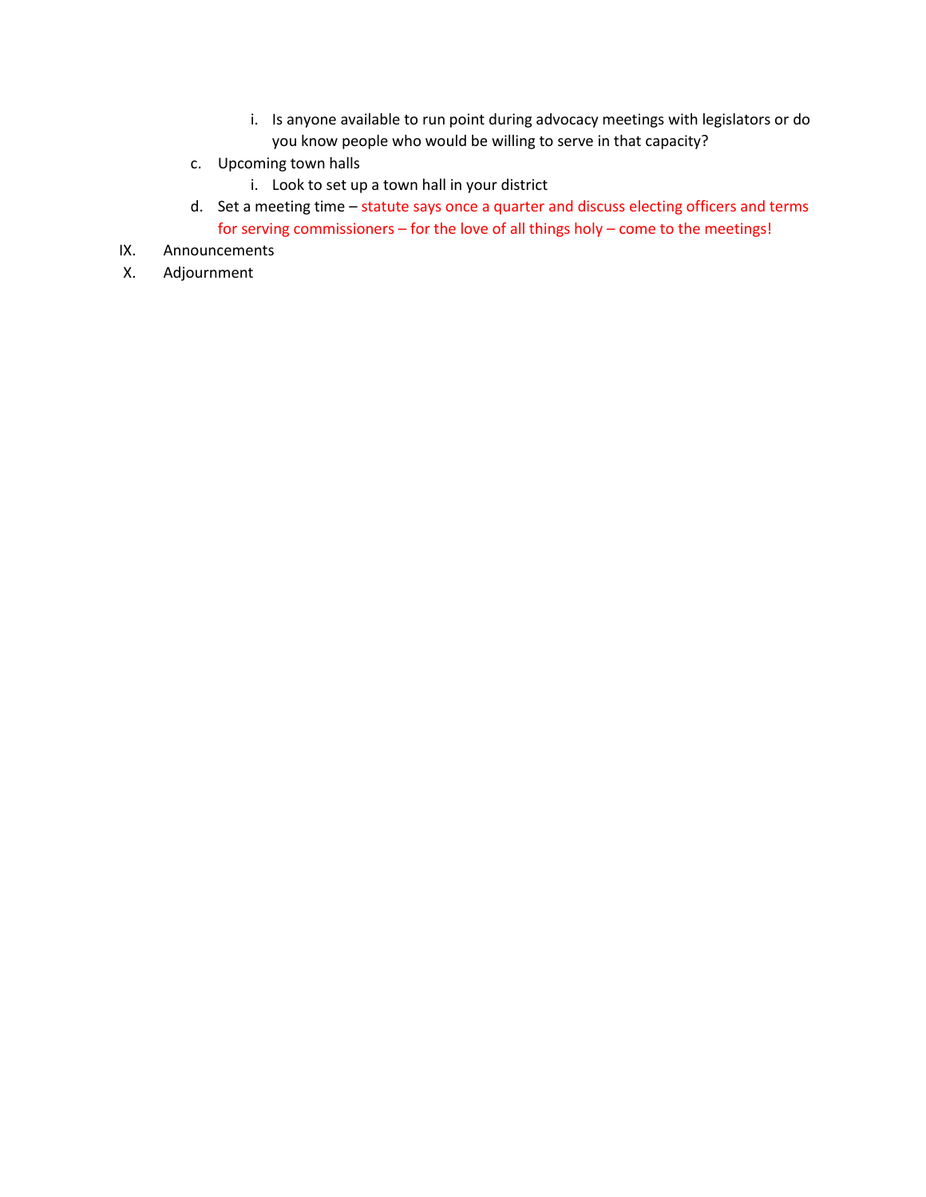i. Is anyone available to run point during advocacy meetings with legislators or do you know people who would be willing to serve in that capacity?

    c. Upcoming town halls

            i. Look to set up a town hall in your district

    d. Set a meeting time – statute says once a quarter and discuss electing officers and terms for serving commissioners – for the love of all things holy – come to the meetings!

IX. Announcements

X. Adjournment